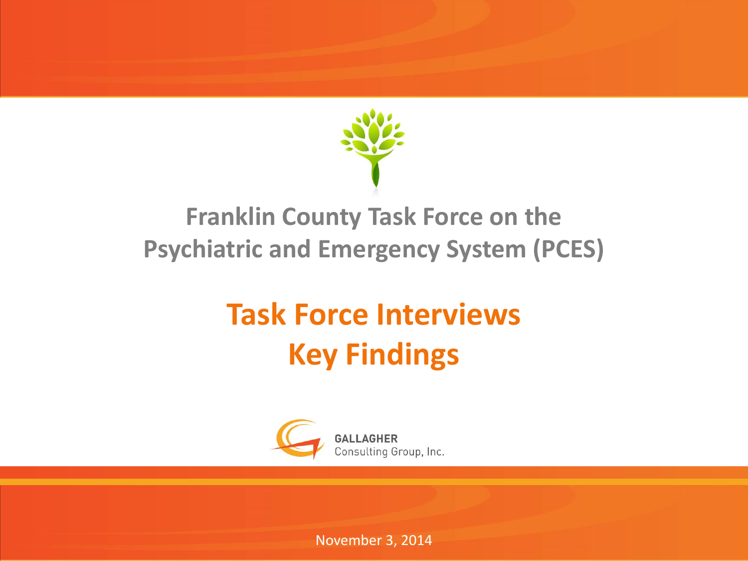# Franklin County Task Force on the Psychiatric and Emergency System (PCES)

## Task Force Interviews
## Key Findings

GALLAGHER
Consulting Group, Inc.

November 3, 2014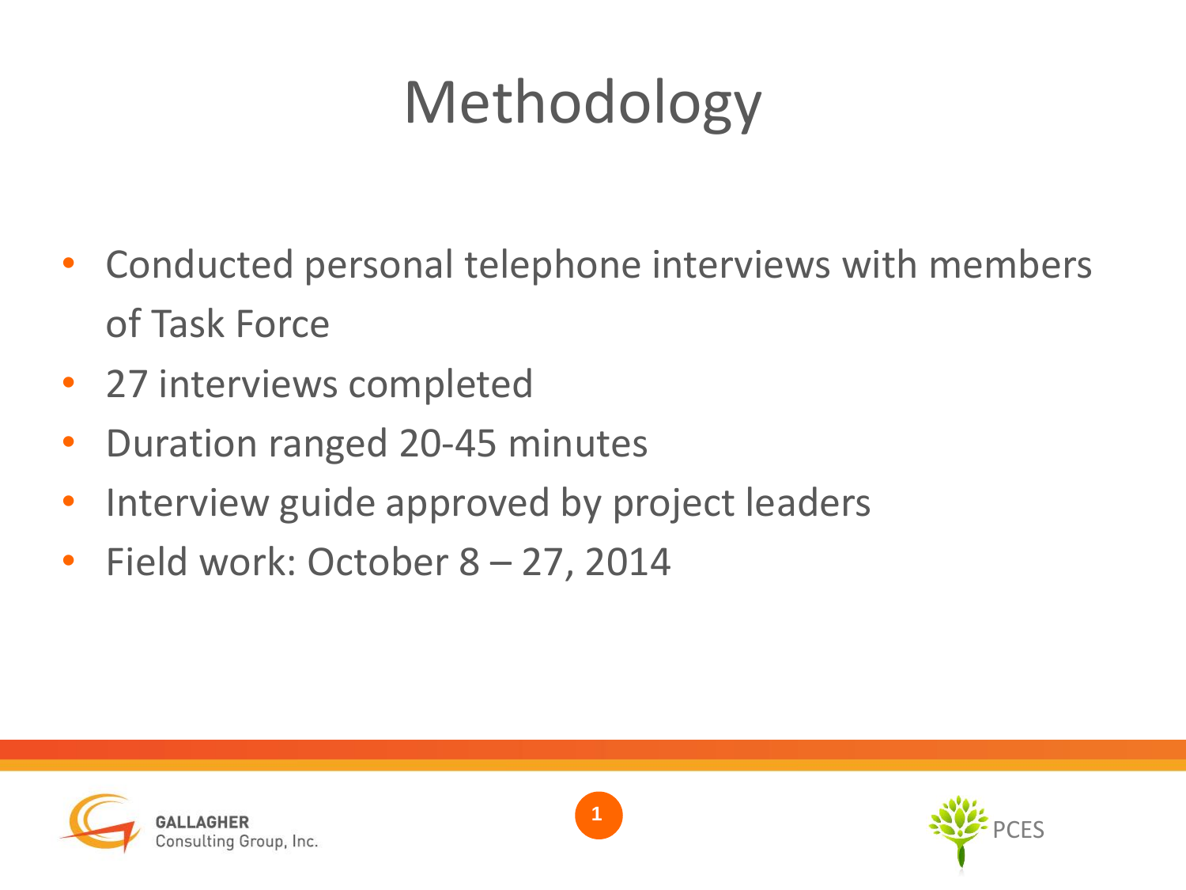# Methodology

- Conducted personal telephone interviews with members of Task Force
- 27 interviews completed
- Duration ranged 20-45 minutes
- Interview guide approved by project leaders
- Field work: October 8 – 27, 2014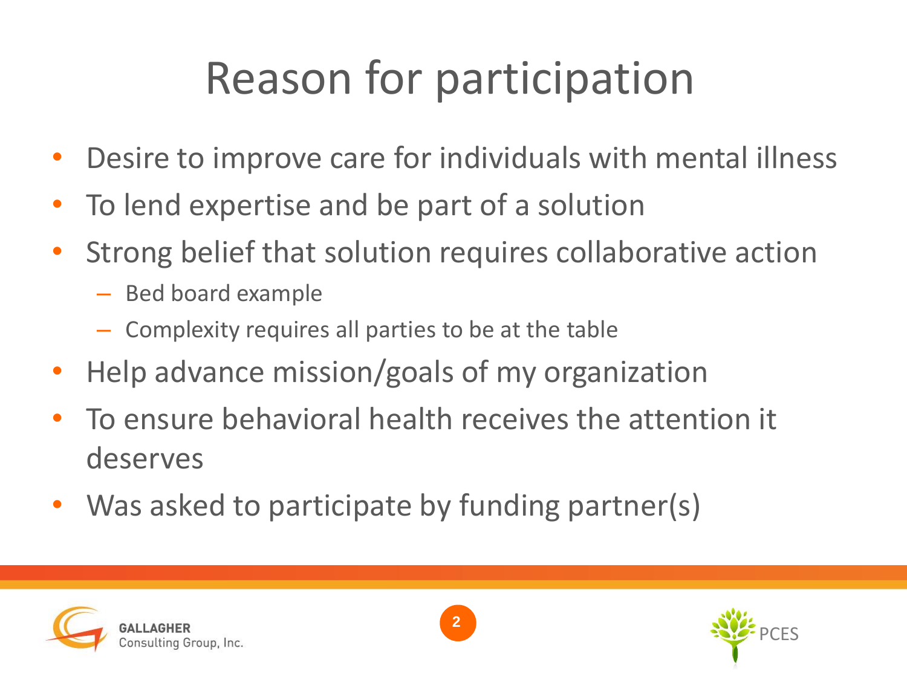# Reason for participation

- Desire to improve care for individuals with mental illness
- To lend expertise and be part of a solution
- Strong belief that solution requires collaborative action
  - Bed board example
  - Complexity requires all parties to be at the table
- Help advance mission/goals of my organization
- To ensure behavioral health receives the attention it deserves
- Was asked to participate by funding partner(s)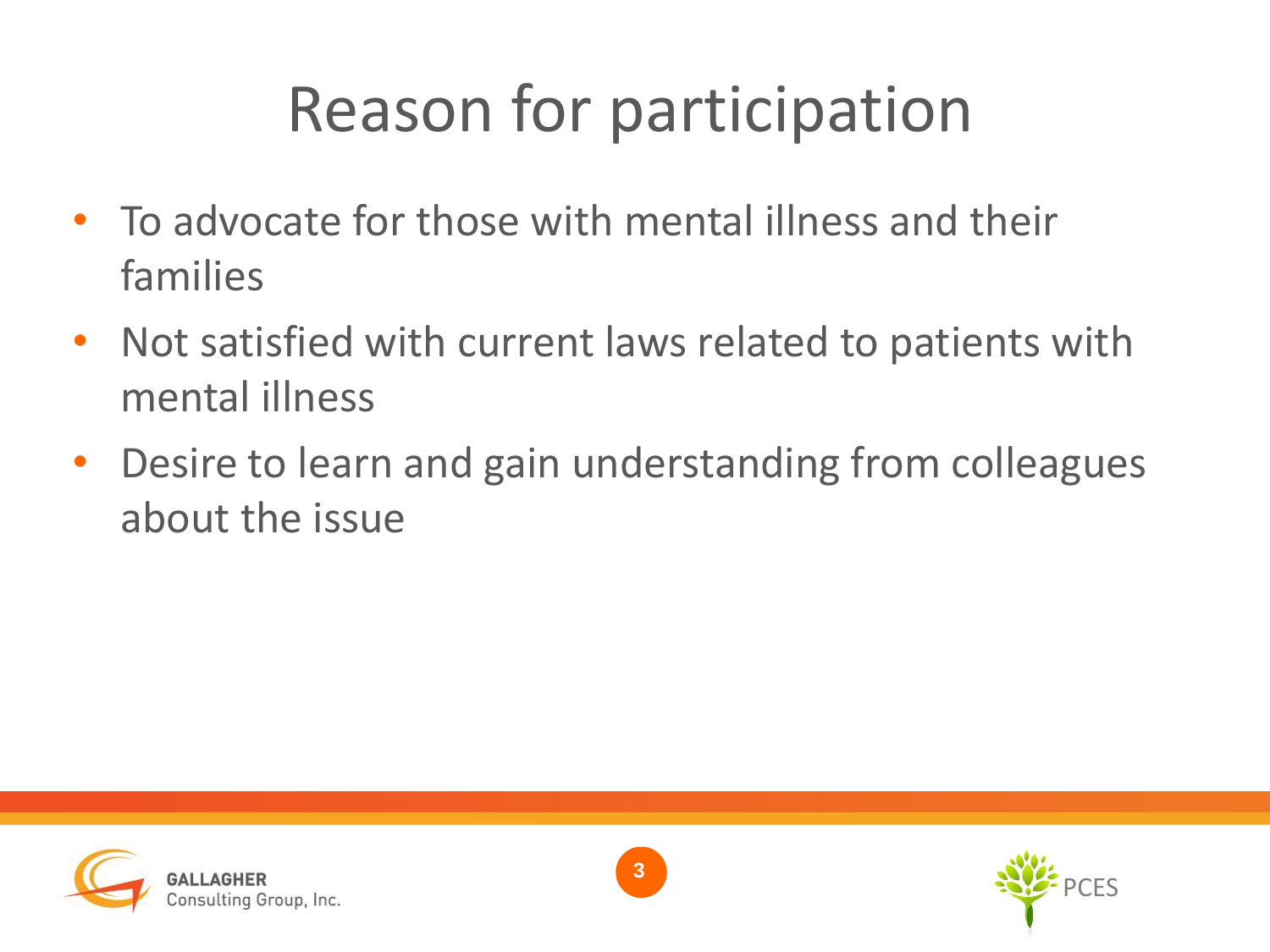# Reason for participation

- To advocate for those with mental illness and their families
- Not satisfied with current laws related to patients with mental illness
- Desire to learn and gain understanding from colleagues about the issue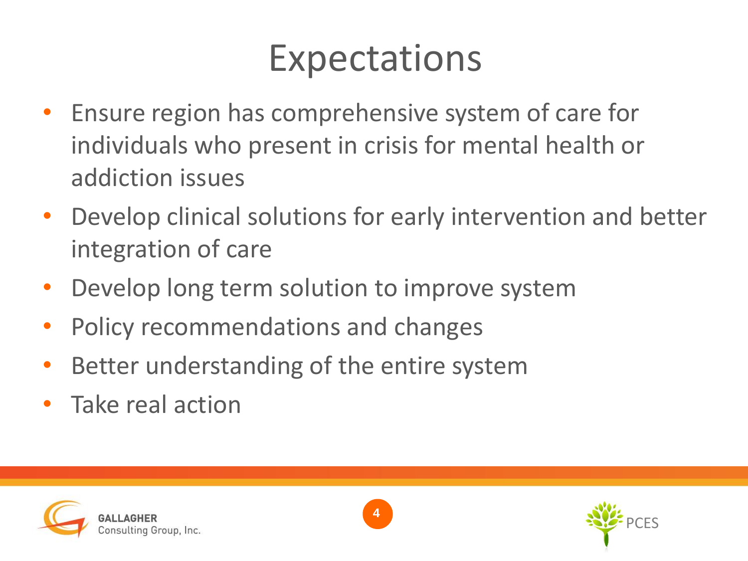# Expectations

- Ensure region has comprehensive system of care for individuals who present in crisis for mental health or addiction issues
- Develop clinical solutions for early intervention and better integration of care
- Develop long term solution to improve system
- Policy recommendations and changes
- Better understanding of the entire system
- Take real action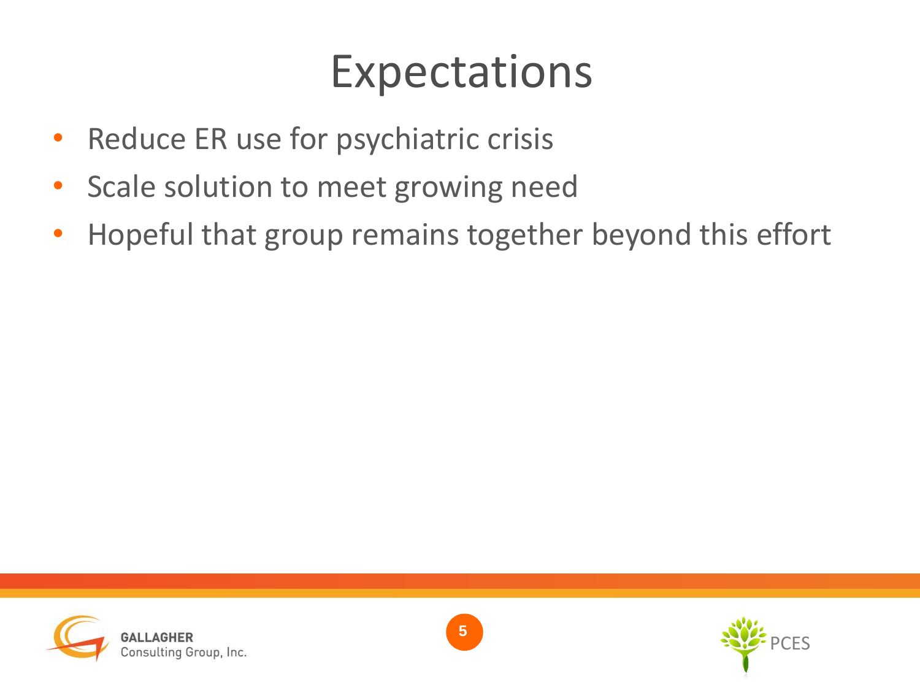# Expectations

- Reduce ER use for psychiatric crisis
- Scale solution to meet growing need
- Hopeful that group remains together beyond this effort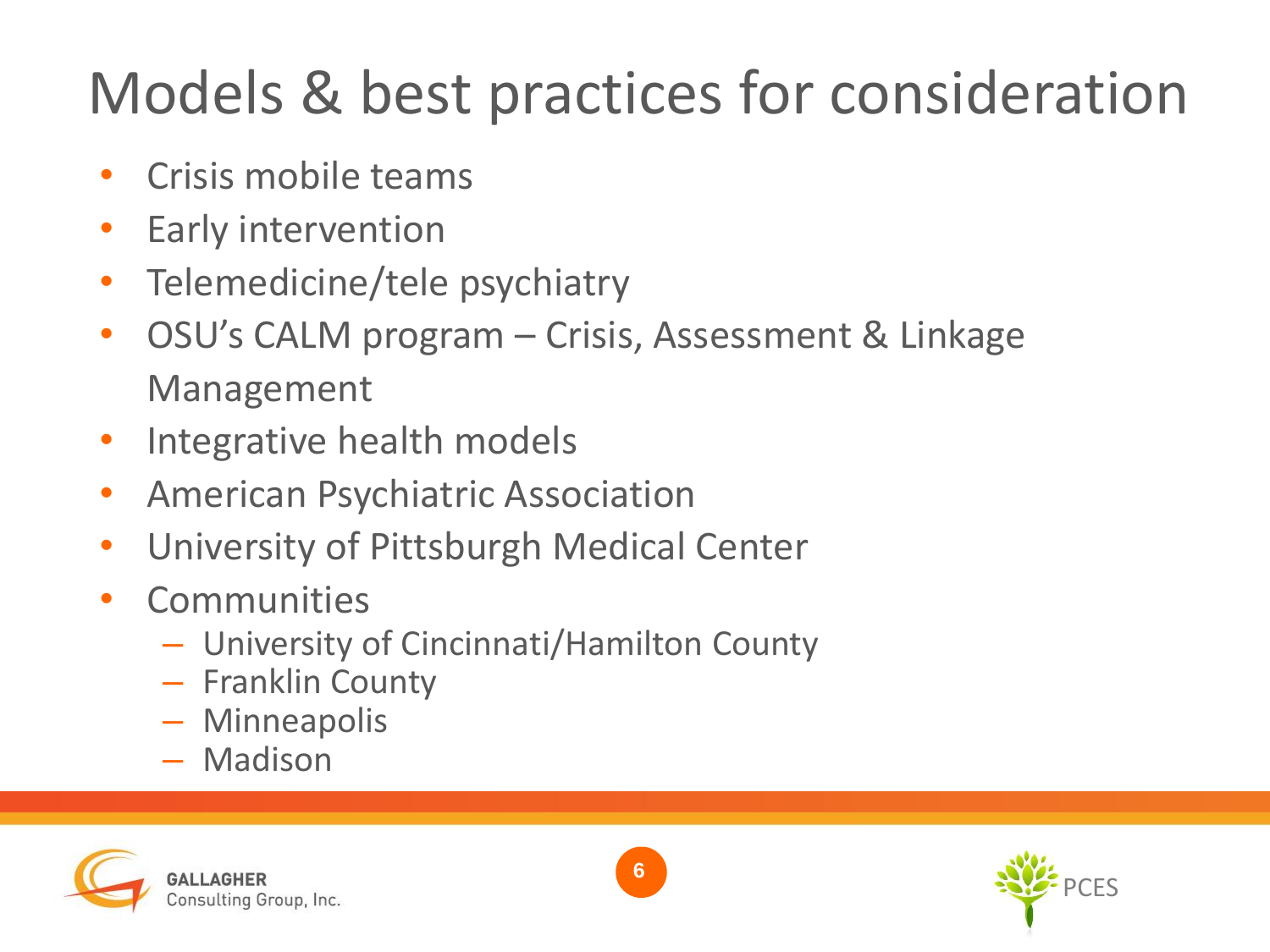# Models & best practices for consideration

- Crisis mobile teams
- Early intervention
- Telemedicine/tele psychiatry
- OSU's CALM program – Crisis, Assessment & Linkage Management
- Integrative health models
- American Psychiatric Association
- University of Pittsburgh Medical Center
- Communities
  - University of Cincinnati/Hamilton County
  - Franklin County
  - Minneapolis
  - Madison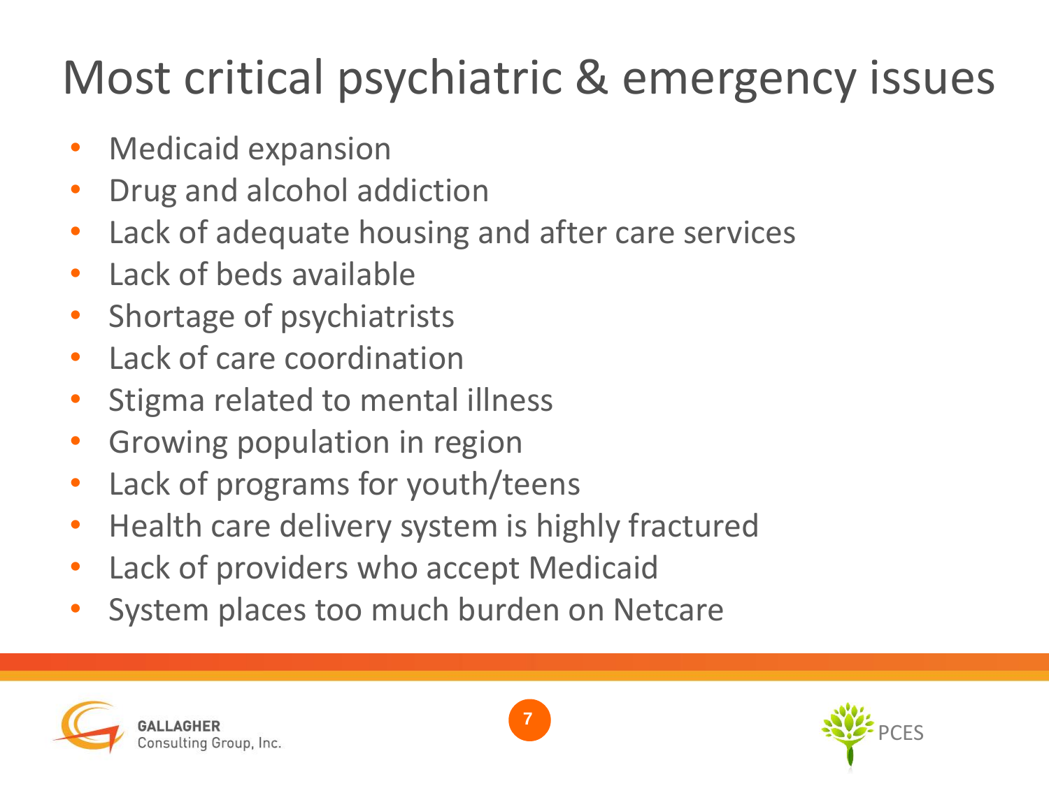# Most critical psychiatric & emergency issues

- Medicaid expansion
- Drug and alcohol addiction
- Lack of adequate housing and after care services
- Lack of beds available
- Shortage of psychiatrists
- Lack of care coordination
- Stigma related to mental illness
- Growing population in region
- Lack of programs for youth/teens
- Health care delivery system is highly fractured
- Lack of providers who accept Medicaid
- System places too much burden on Netcare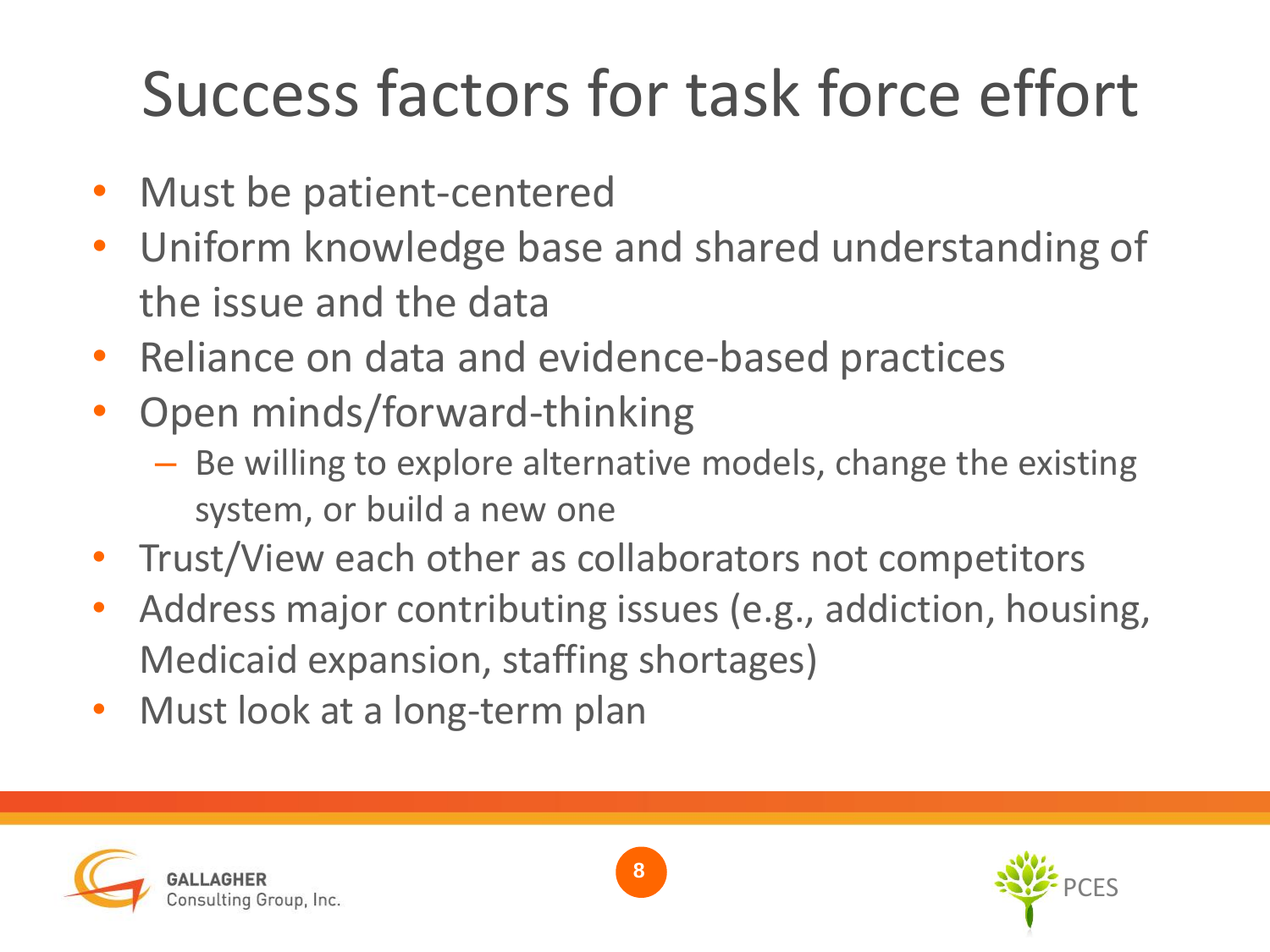# Success factors for task force effort

- Must be patient-centered
- Uniform knowledge base and shared understanding of the issue and the data
- Reliance on data and evidence-based practices
- Open minds/forward-thinking
  - Be willing to explore alternative models, change the existing system, or build a new one
- Trust/View each other as collaborators not competitors
- Address major contributing issues (e.g., addiction, housing, Medicaid expansion, staffing shortages)
- Must look at a long-term plan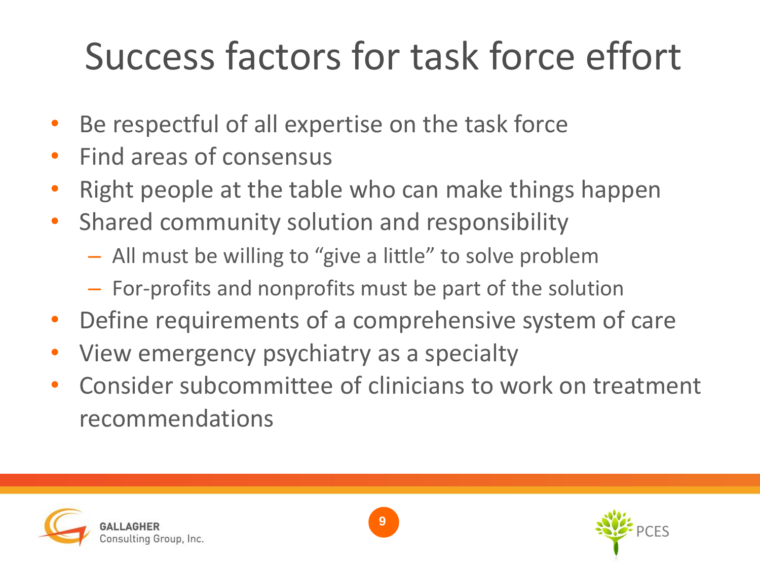# Success factors for task force effort

- Be respectful of all expertise on the task force
- Find areas of consensus
- Right people at the table who can make things happen
- Shared community solution and responsibility
  - All must be willing to "give a little" to solve problem
  - For-profits and nonprofits must be part of the solution
- Define requirements of a comprehensive system of care
- View emergency psychiatry as a specialty
- Consider subcommittee of clinicians to work on treatment recommendations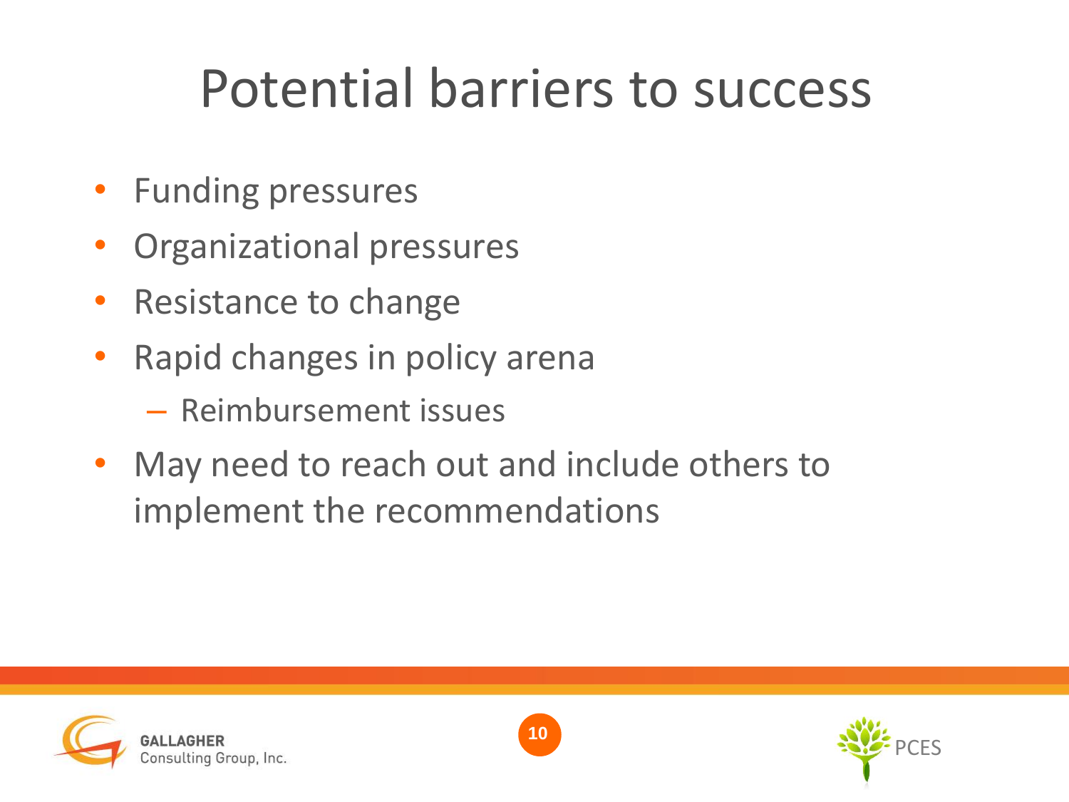# Potential barriers to success

- Funding pressures
- Organizational pressures
- Resistance to change
- Rapid changes in policy arena
  - Reimbursement issues
- May need to reach out and include others to implement the recommendations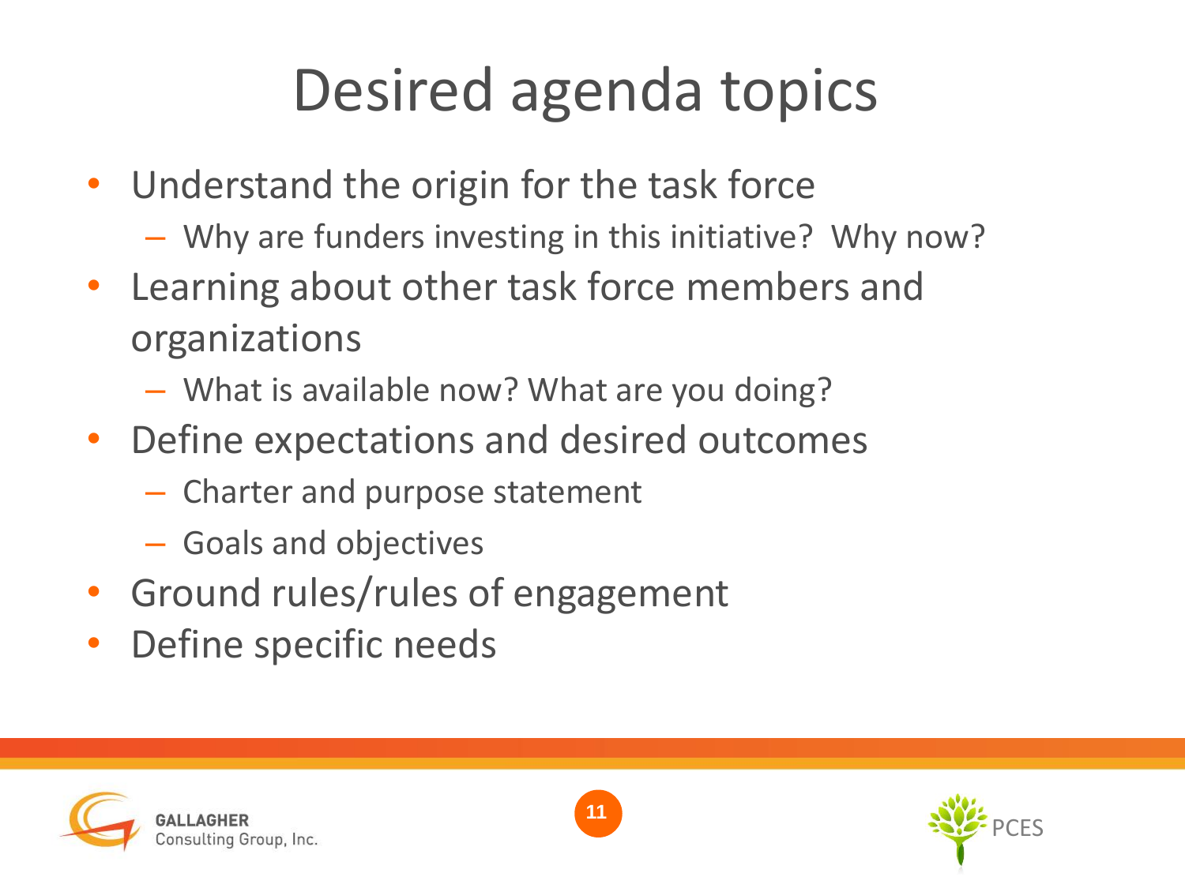# Desired agenda topics

- Understand the origin for the task force
  - Why are funders investing in this initiative? Why now?
- Learning about other task force members and organizations
  - What is available now? What are you doing?
- Define expectations and desired outcomes
  - Charter and purpose statement
  - Goals and objectives
- Ground rules/rules of engagement
- Define specific needs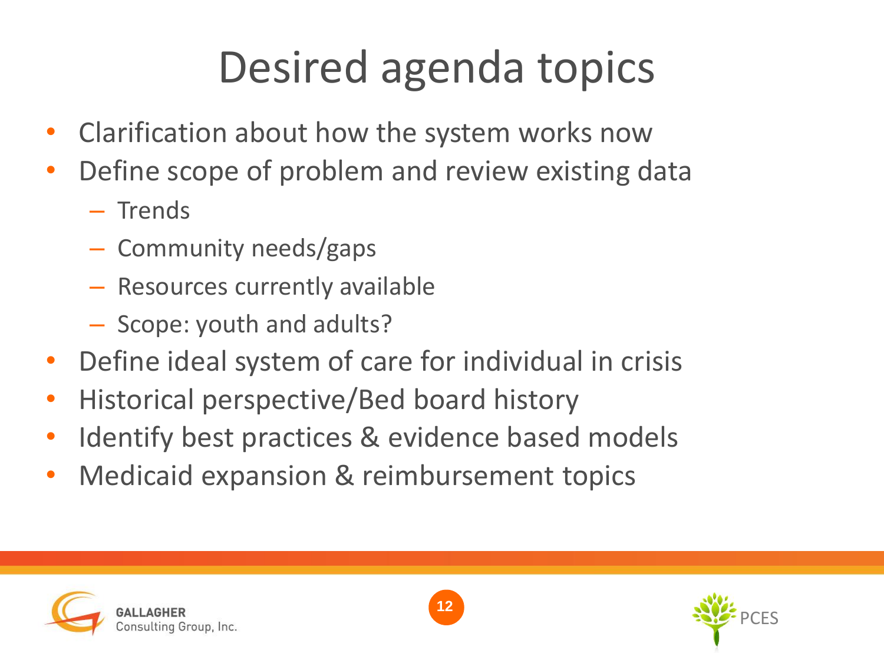# Desired agenda topics

- Clarification about how the system works now
- Define scope of problem and review existing data
  - Trends
  - Community needs/gaps
  - Resources currently available
  - Scope: youth and adults?
- Define ideal system of care for individual in crisis
- Historical perspective/Bed board history
- Identify best practices & evidence based models
- Medicaid expansion & reimbursement topics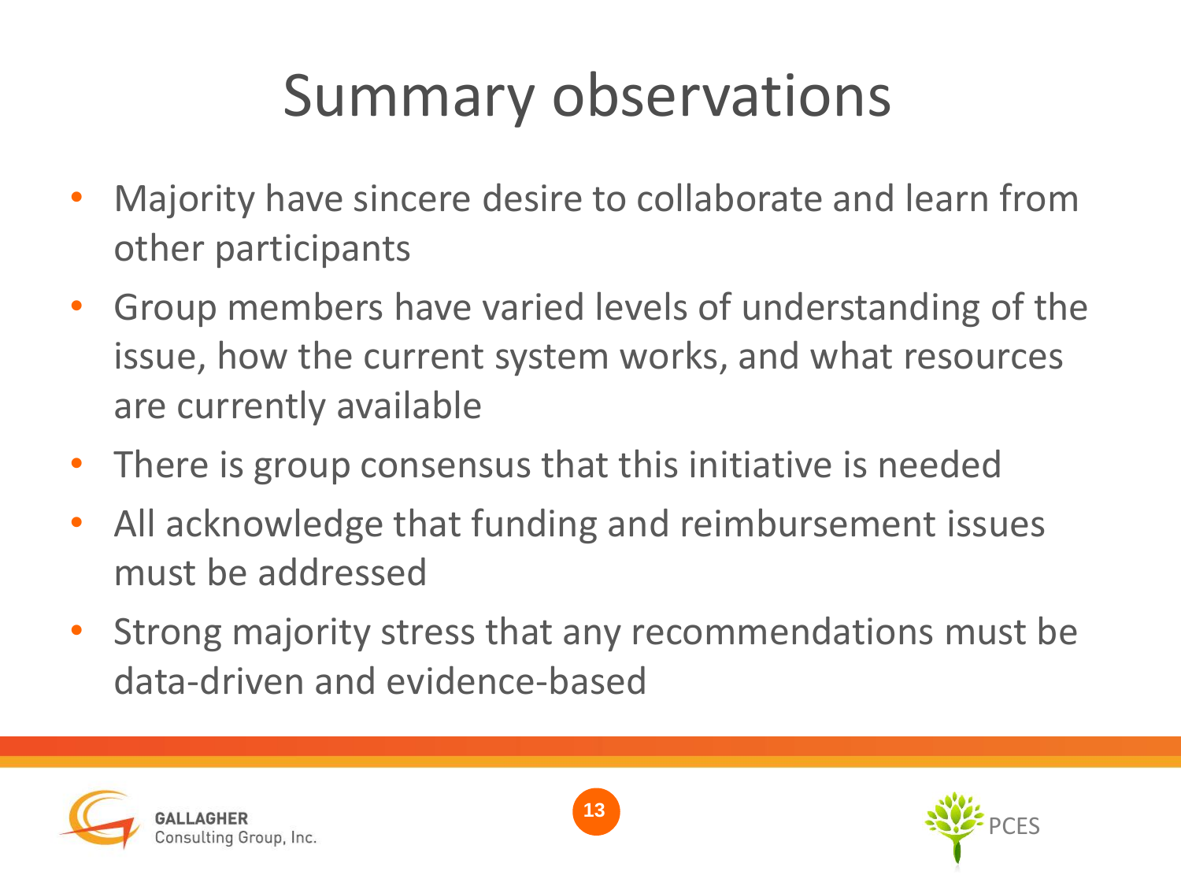# Summary observations

- Majority have sincere desire to collaborate and learn from other participants
- Group members have varied levels of understanding of the issue, how the current system works, and what resources are currently available
- There is group consensus that this initiative is needed
- All acknowledge that funding and reimbursement issues must be addressed
- Strong majority stress that any recommendations must be data-driven and evidence-based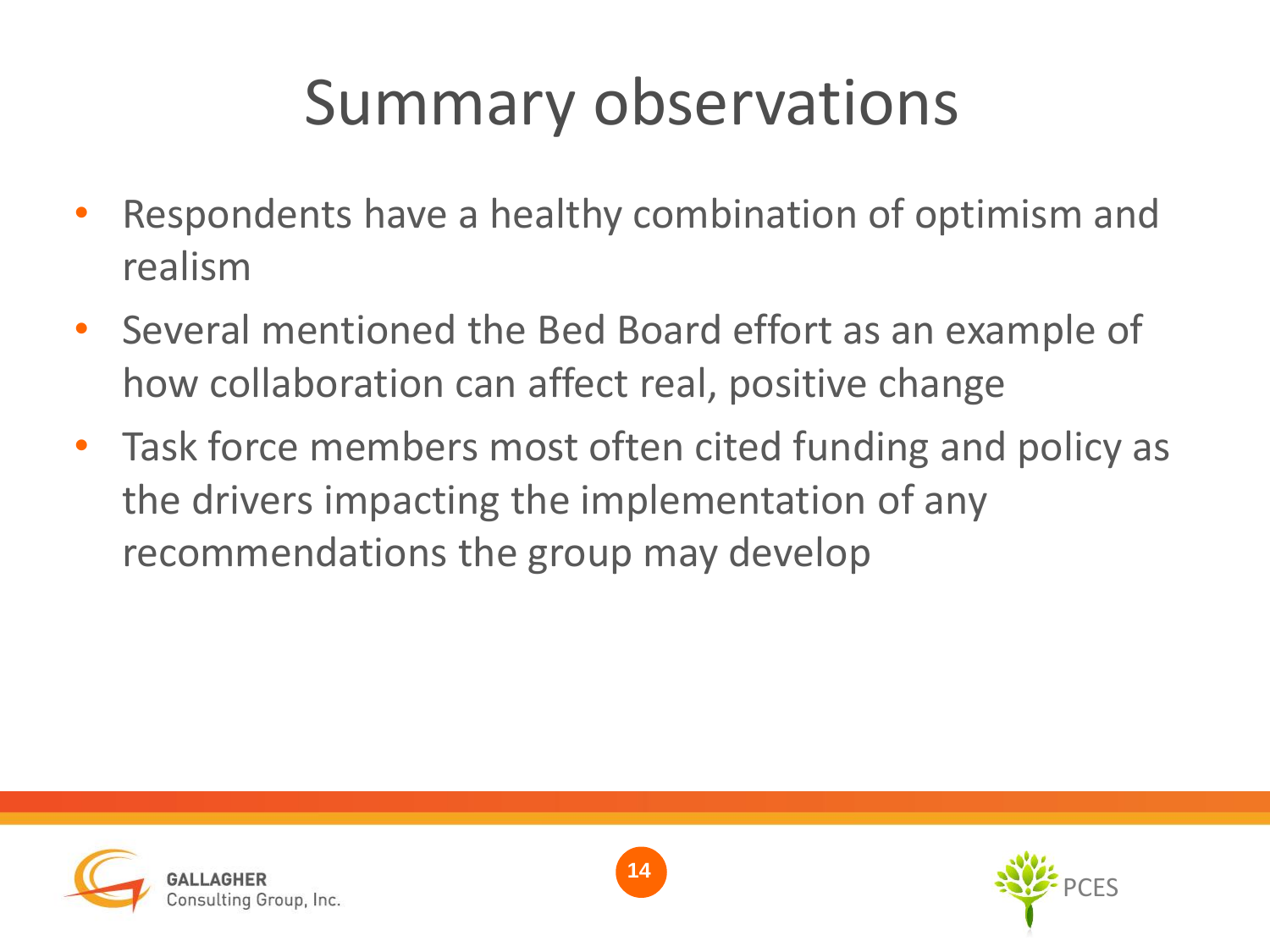# Summary observations

- Respondents have a healthy combination of optimism and realism
- Several mentioned the Bed Board effort as an example of how collaboration can affect real, positive change
- Task force members most often cited funding and policy as the drivers impacting the implementation of any recommendations the group may develop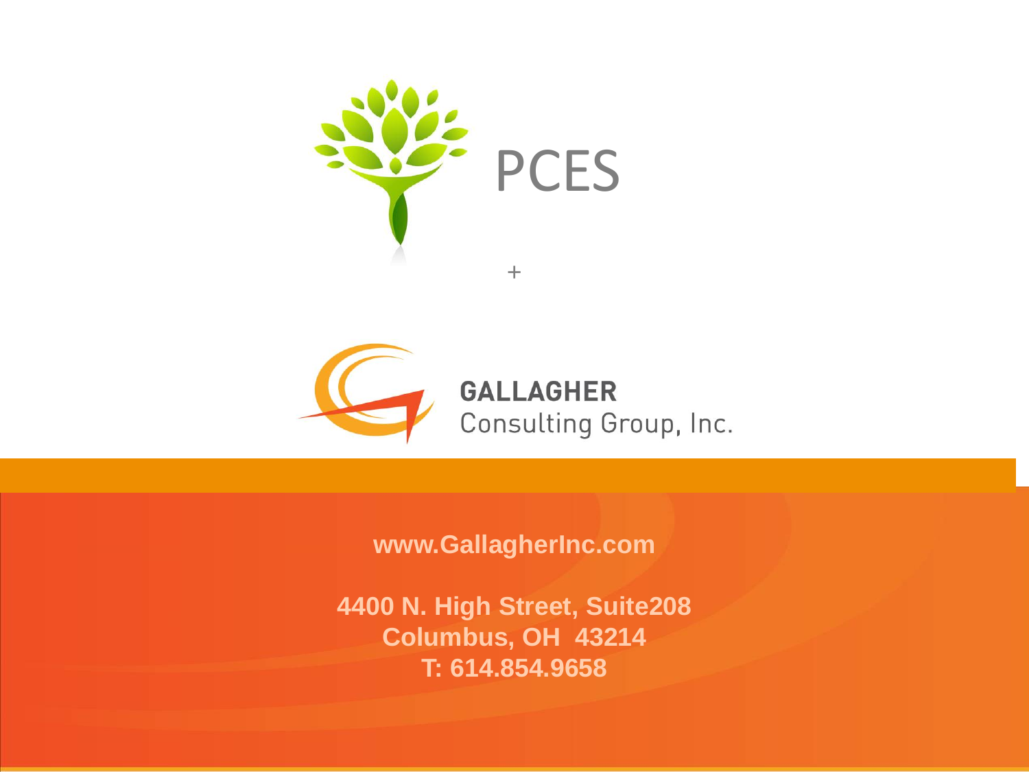PCES

+

GALLAGHER
Consulting Group, Inc.

www.GallagherInc.com

4400 N. High Street, Suite208
Columbus, OH 43214
T: 614.854.9658